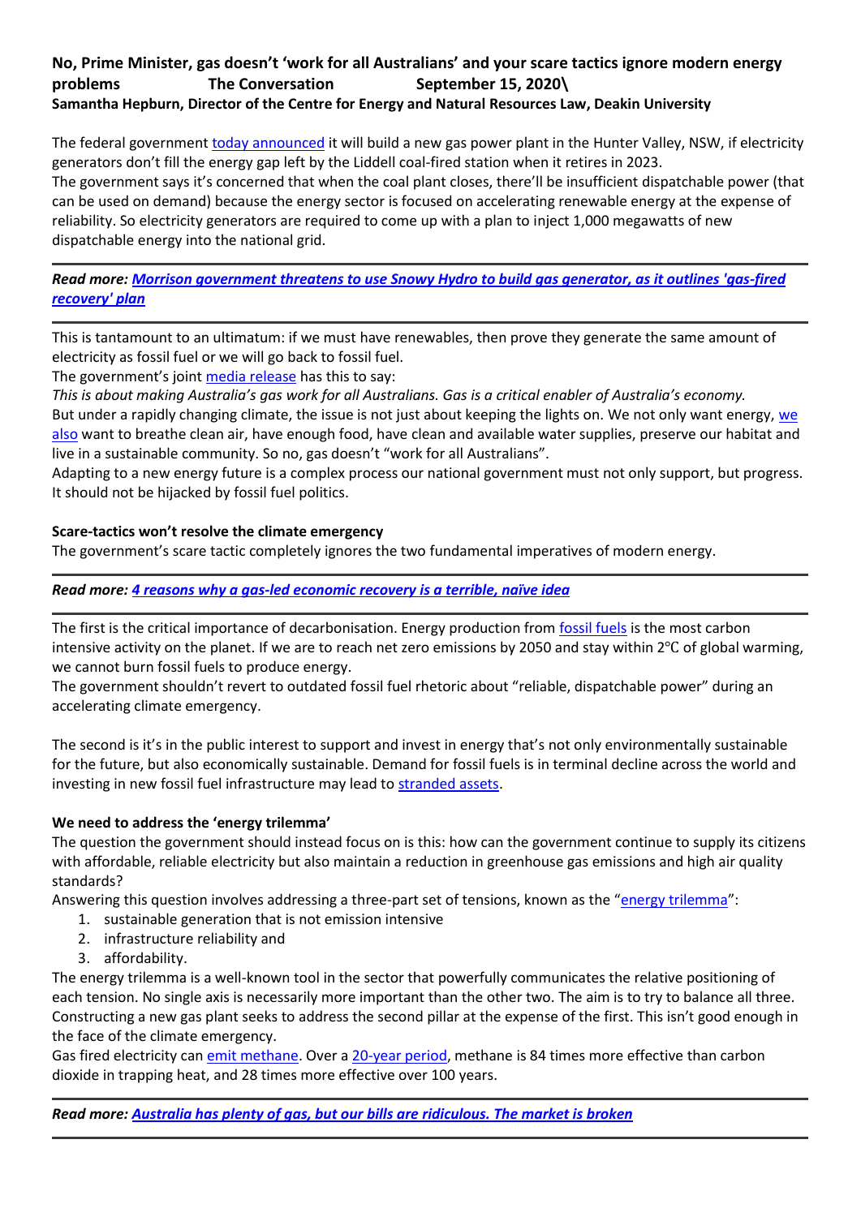**No, Prime Minister, gas doesn't 'work for all Australians' and your scare tactics ignore modern energy problems The Conversation September 15, 2020\**
**Samantha Hepburn, Director of the Centre for Energy and Natural Resources Law, Deakin University**

The federal government today announced it will build a new gas power plant in the Hunter Valley, NSW, if electricity generators don't fill the energy gap left by the Liddell coal-fired station when it retires in 2023.
The government says it's concerned that when the coal plant closes, there'll be insufficient dispatchable power (that can be used on demand) because the energy sector is focused on accelerating renewable energy at the expense of reliability. So electricity generators are required to come up with a plan to inject 1,000 megawatts of new dispatchable energy into the national grid.

---

***Read more: Morrison government threatens to use Snowy Hydro to build gas generator, as it outlines 'gas-fired recovery' plan***

---

This is tantamount to an ultimatum: if we must have renewables, then prove they generate the same amount of electricity as fossil fuel or we will go back to fossil fuel.
The government's joint media release has this to say:
*This is about making Australia's gas work for all Australians. Gas is a critical enabler of Australia's economy.*
But under a rapidly changing climate, the issue is not just about keeping the lights on. We not only want energy, we also want to breathe clean air, have enough food, have clean and available water supplies, preserve our habitat and live in a sustainable community. So no, gas doesn't "work for all Australians".
Adapting to a new energy future is a complex process our national government must not only support, but progress. It should not be hijacked by fossil fuel politics.

**Scare-tactics won't resolve the climate emergency**
The government's scare tactic completely ignores the two fundamental imperatives of modern energy.

---

***Read more: 4 reasons why a gas-led economic recovery is a terrible, naïve idea***

---

The first is the critical importance of decarbonisation. Energy production from fossil fuels is the most carbon intensive activity on the planet. If we are to reach net zero emissions by 2050 and stay within 2℃ of global warming, we cannot burn fossil fuels to produce energy.
The government shouldn't revert to outdated fossil fuel rhetoric about "reliable, dispatchable power" during an accelerating climate emergency.

The second is it's in the public interest to support and invest in energy that's not only environmentally sustainable for the future, but also economically sustainable. Demand for fossil fuels is in terminal decline across the world and investing in new fossil fuel infrastructure may lead to stranded assets.

**We need to address the 'energy trilemma'**
The question the government should instead focus on is this: how can the government continue to supply its citizens with affordable, reliable electricity but also maintain a reduction in greenhouse gas emissions and high air quality standards?
Answering this question involves addressing a three-part set of tensions, known as the "energy trilemma":

1. sustainable generation that is not emission intensive
2. infrastructure reliability and
3. affordability.

The energy trilemma is a well-known tool in the sector that powerfully communicates the relative positioning of each tension. No single axis is necessarily more important than the other two. The aim is to try to balance all three. Constructing a new gas plant seeks to address the second pillar at the expense of the first. This isn't good enough in the face of the climate emergency.
Gas fired electricity can emit methane. Over a 20-year period, methane is 84 times more effective than carbon dioxide in trapping heat, and 28 times more effective over 100 years.

---

***Read more: Australia has plenty of gas, but our bills are ridiculous. The market is broken***

---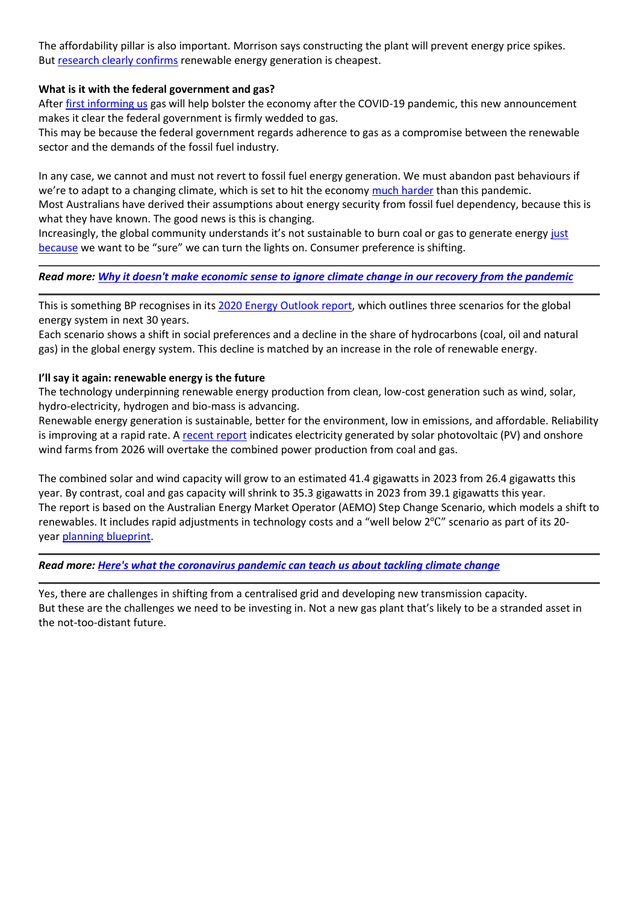The affordability pillar is also important. Morrison says constructing the plant will prevent energy price spikes. But research clearly confirms renewable energy generation is cheapest.

**What is it with the federal government and gas?**

After first informing us gas will help bolster the economy after the COVID-19 pandemic, this new announcement makes it clear the federal government is firmly wedded to gas.

This may be because the federal government regards adherence to gas as a compromise between the renewable sector and the demands of the fossil fuel industry.

In any case, we cannot and must not revert to fossil fuel energy generation. We must abandon past behaviours if we're to adapt to a changing climate, which is set to hit the economy much harder than this pandemic.

Most Australians have derived their assumptions about energy security from fossil fuel dependency, because this is what they have known. The good news is this is changing.

Increasingly, the global community understands it's not sustainable to burn coal or gas to generate energy just because we want to be "sure" we can turn the lights on. Consumer preference is shifting.

---

***Read more: Why it doesn't make economic sense to ignore climate change in our recovery from the pandemic***

---

This is something BP recognises in its 2020 Energy Outlook report, which outlines three scenarios for the global energy system in next 30 years.

Each scenario shows a shift in social preferences and a decline in the share of hydrocarbons (coal, oil and natural gas) in the global energy system. This decline is matched by an increase in the role of renewable energy.

**I'll say it again: renewable energy is the future**

The technology underpinning renewable energy production from clean, low-cost generation such as wind, solar, hydro-electricity, hydrogen and bio-mass is advancing.

Renewable energy generation is sustainable, better for the environment, low in emissions, and affordable. Reliability is improving at a rapid rate. A recent report indicates electricity generated by solar photovoltaic (PV) and onshore wind farms from 2026 will overtake the combined power production from coal and gas.

The combined solar and wind capacity will grow to an estimated 41.4 gigawatts in 2023 from 26.4 gigawatts this year. By contrast, coal and gas capacity will shrink to 35.3 gigawatts in 2023 from 39.1 gigawatts this year.

The report is based on the Australian Energy Market Operator (AEMO) Step Change Scenario, which models a shift to renewables. It includes rapid adjustments in technology costs and a "well below 2℃" scenario as part of its 20-year planning blueprint.

---

***Read more: Here's what the coronavirus pandemic can teach us about tackling climate change***

---

Yes, there are challenges in shifting from a centralised grid and developing new transmission capacity.

But these are the challenges we need to be investing in. Not a new gas plant that's likely to be a stranded asset in the not-too-distant future.